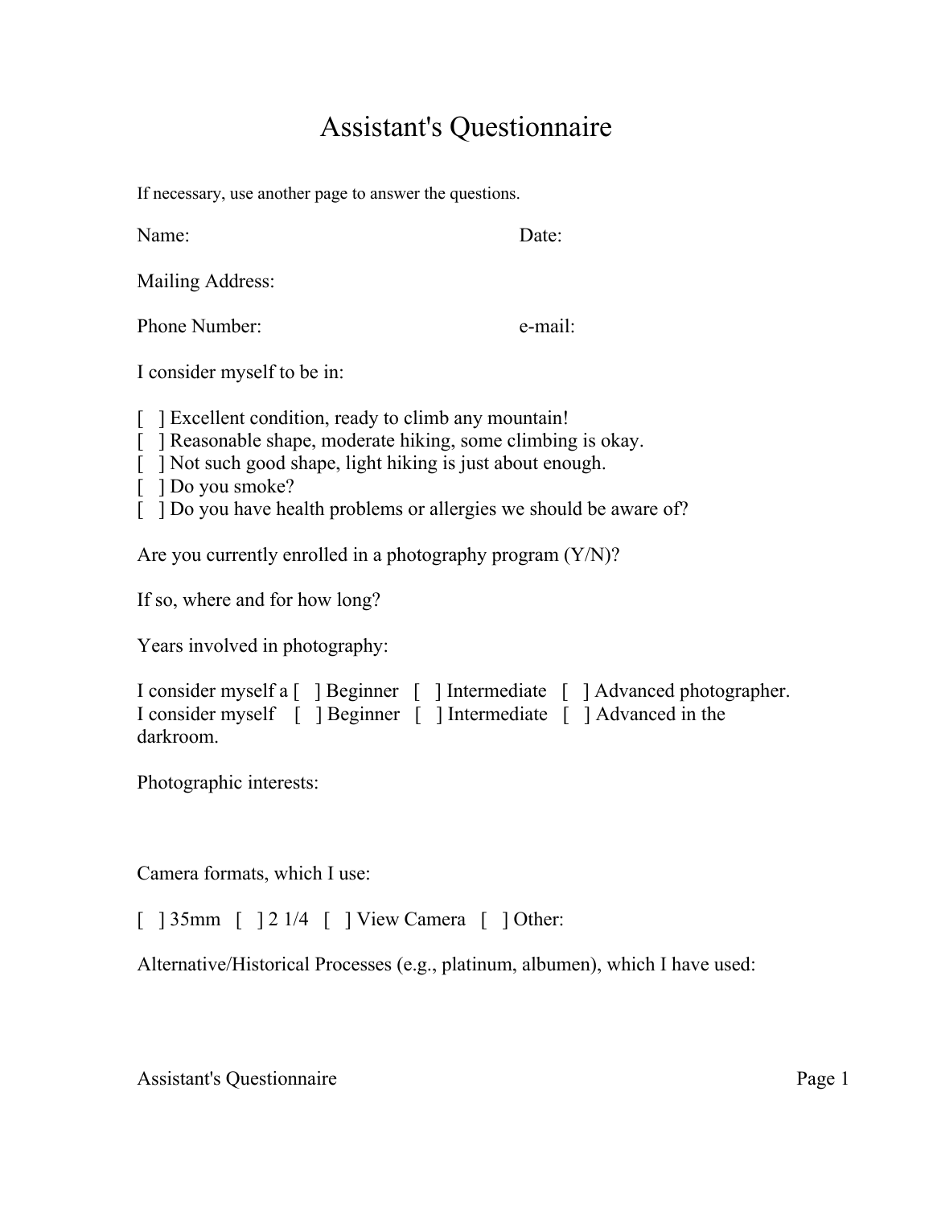# Assistant's Questionnaire

If necessary, use another page to answer the questions.

Name: Date:

Mailing Address:

Phone Number: e-mail:

I consider myself to be in:

[ ] Excellent condition, ready to climb any mountain!
[ ] Reasonable shape, moderate hiking, some climbing is okay.
[ ] Not such good shape, light hiking is just about enough.
[ ] Do you smoke?
[ ] Do you have health problems or allergies we should be aware of?

Are you currently enrolled in a photography program (Y/N)?

If so, where and for how long?

Years involved in photography:

I consider myself a [ ] Beginner [ ] Intermediate [ ] Advanced photographer.
I consider myself [ ] Beginner [ ] Intermediate [ ] Advanced in the darkroom.

Photographic interests:

Camera formats, which I use:

[ ] 35mm [ ] 2 1/4 [ ] View Camera [ ] Other:

Alternative/Historical Processes (e.g., platinum, albumen), which I have used: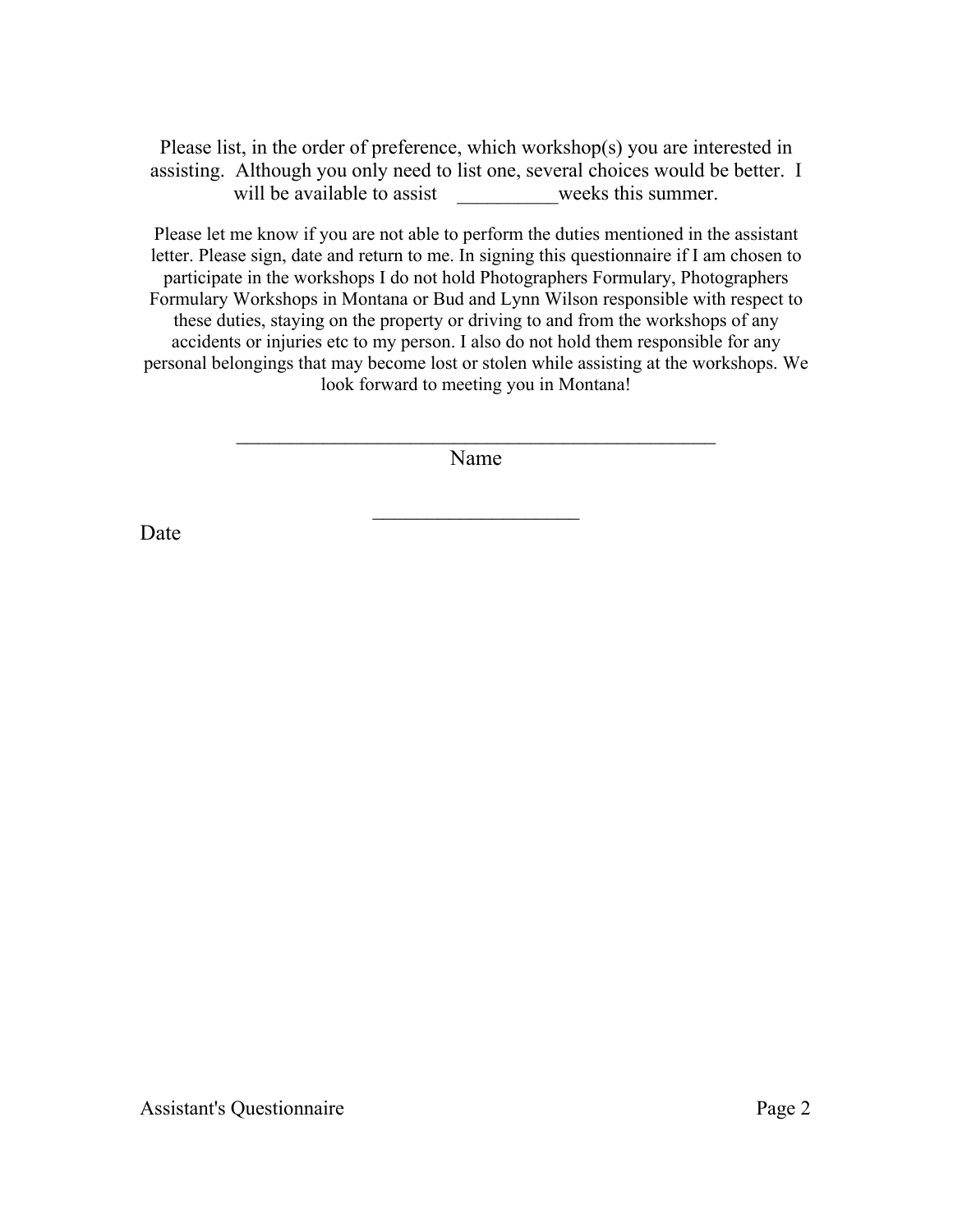Please list, in the order of preference, which workshop(s) you are interested in assisting. Although you only need to list one, several choices would be better. I will be available to assist __________weeks this summer.

Please let me know if you are not able to perform the duties mentioned in the assistant letter. Please sign, date and return to me. In signing this questionnaire if I am chosen to participate in the workshops I do not hold Photographers Formulary, Photographers Formulary Workshops in Montana or Bud and Lynn Wilson responsible with respect to these duties, staying on the property or driving to and from the workshops of any accidents or injuries etc to my person. I also do not hold them responsible for any personal belongings that may become lost or stolen while assisting at the workshops. We look forward to meeting you in Montana!

__________________________________________________

Name

____________________

Date